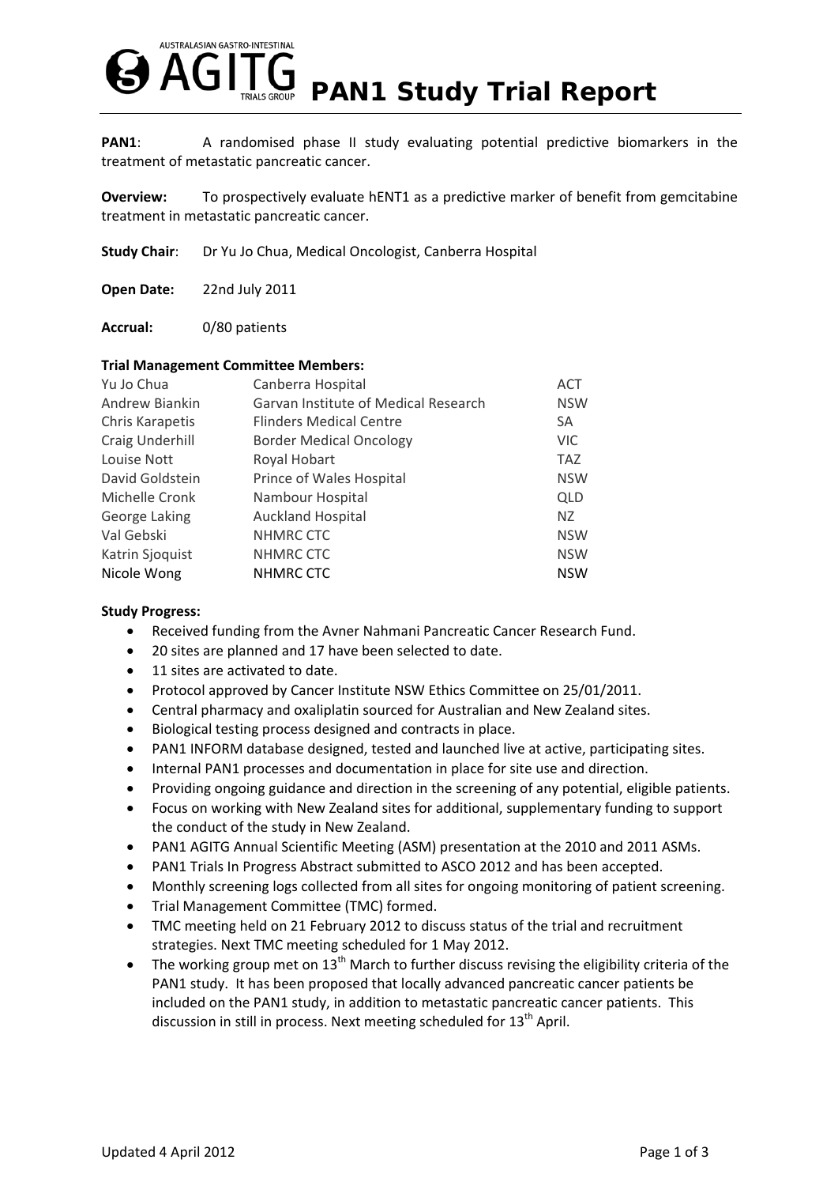# PAN1 Study Trial Report

**PAN1**: A randomised phase II study evaluating potential predictive biomarkers in the treatment of metastatic pancreatic cancer.

**Overview:** To prospectively evaluate hENT1 as a predictive marker of benefit from gemcitabine treatment in metastatic pancreatic cancer.

**Study Chair**: Dr Yu Jo Chua, Medical Oncologist, Canberra Hospital

**Open Date:** 22nd July 2011

**Accrual:** 0/80 patients

**Trial Management Committee Members:**

| | | |
|---|---|---|
| Yu Jo Chua | Canberra Hospital | ACT |
| Andrew Biankin | Garvan Institute of Medical Research | NSW |
| Chris Karapetis | Flinders Medical Centre | SA |
| Craig Underhill | Border Medical Oncology | VIC |
| Louise Nott | Royal Hobart | TAZ |
| David Goldstein | Prince of Wales Hospital | NSW |
| Michelle Cronk | Nambour Hospital | QLD |
| George Laking | Auckland Hospital | NZ |
| Val Gebski | NHMRC CTC | NSW |
| Katrin Sjoquist | NHMRC CTC | NSW |
| Nicole Wong | NHMRC CTC | NSW |

**Study Progress:**

- Received funding from the Avner Nahmani Pancreatic Cancer Research Fund.
- 20 sites are planned and 17 have been selected to date.
- 11 sites are activated to date.
- Protocol approved by Cancer Institute NSW Ethics Committee on 25/01/2011.
- Central pharmacy and oxaliplatin sourced for Australian and New Zealand sites.
- Biological testing process designed and contracts in place.
- PAN1 INFORM database designed, tested and launched live at active, participating sites.
- Internal PAN1 processes and documentation in place for site use and direction.
- Providing ongoing guidance and direction in the screening of any potential, eligible patients.
- Focus on working with New Zealand sites for additional, supplementary funding to support the conduct of the study in New Zealand.
- PAN1 AGITG Annual Scientific Meeting (ASM) presentation at the 2010 and 2011 ASMs.
- PAN1 Trials In Progress Abstract submitted to ASCO 2012 and has been accepted.
- Monthly screening logs collected from all sites for ongoing monitoring of patient screening.
- Trial Management Committee (TMC) formed.
- TMC meeting held on 21 February 2012 to discuss status of the trial and recruitment strategies. Next TMC meeting scheduled for 1 May 2012.
- The working group met on 13th March to further discuss revising the eligibility criteria of the PAN1 study. It has been proposed that locally advanced pancreatic cancer patients be included on the PAN1 study, in addition to metastatic pancreatic cancer patients. This discussion in still in process. Next meeting scheduled for 13th April.

Updated 4 April 2012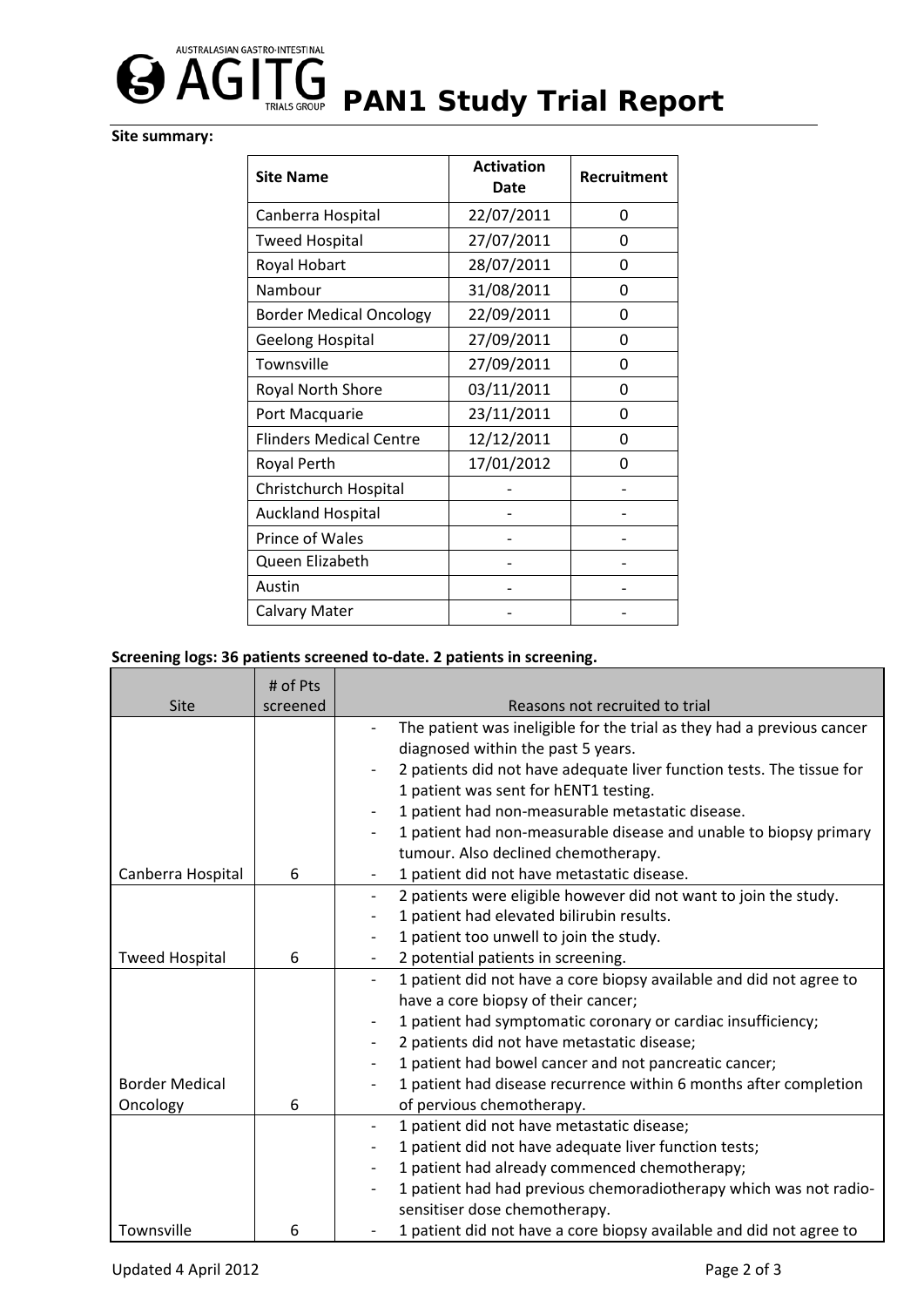# PAN1 Study Trial Report

**Site summary:**

| Site Name | Activation Date | Recruitment |
|---|---|---|
| Canberra Hospital | 22/07/2011 | 0 |
| Tweed Hospital | 27/07/2011 | 0 |
| Royal Hobart | 28/07/2011 | 0 |
| Nambour | 31/08/2011 | 0 |
| Border Medical Oncology | 22/09/2011 | 0 |
| Geelong Hospital | 27/09/2011 | 0 |
| Townsville | 27/09/2011 | 0 |
| Royal North Shore | 03/11/2011 | 0 |
| Port Macquarie | 23/11/2011 | 0 |
| Flinders Medical Centre | 12/12/2011 | 0 |
| Royal Perth | 17/01/2012 | 0 |
| Christchurch Hospital | - | - |
| Auckland Hospital | - | - |
| Prince of Wales | - | - |
| Queen Elizabeth | - | - |
| Austin | - | - |
| Calvary Mater | - | - |

**Screening logs: 36 patients screened to-date. 2 patients in screening.**

| Site | # of Pts screened | Reasons not recruited to trial |
|---|---|---|
| Canberra Hospital | 6 | - The patient was ineligible for the trial as they had a previous cancer diagnosed within the past 5 years.<br>- 2 patients did not have adequate liver function tests. The tissue for 1 patient was sent for hENT1 testing.<br>- 1 patient had non-measurable metastatic disease.<br>- 1 patient had non-measurable disease and unable to biopsy primary tumour. Also declined chemotherapy.<br>- 1 patient did not have metastatic disease. |
| Tweed Hospital | 6 | - 2 patients were eligible however did not want to join the study.<br>- 1 patient had elevated bilirubin results.<br>- 1 patient too unwell to join the study.<br>- 2 potential patients in screening. |
| Border Medical Oncology | 6 | - 1 patient did not have a core biopsy available and did not agree to have a core biopsy of their cancer;<br>- 1 patient had symptomatic coronary or cardiac insufficiency;<br>- 2 patients did not have metastatic disease;<br>- 1 patient had bowel cancer and not pancreatic cancer;<br>- 1 patient had disease recurrence within 6 months after completion of pervious chemotherapy. |
| Townsville | 6 | - 1 patient did not have metastatic disease;<br>- 1 patient did not have adequate liver function tests;<br>- 1 patient had already commenced chemotherapy;<br>- 1 patient had had previous chemoradiotherapy which was not radio-sensitiser dose chemotherapy.<br>- 1 patient did not have a core biopsy available and did not agree to |

Updated 4 April 2012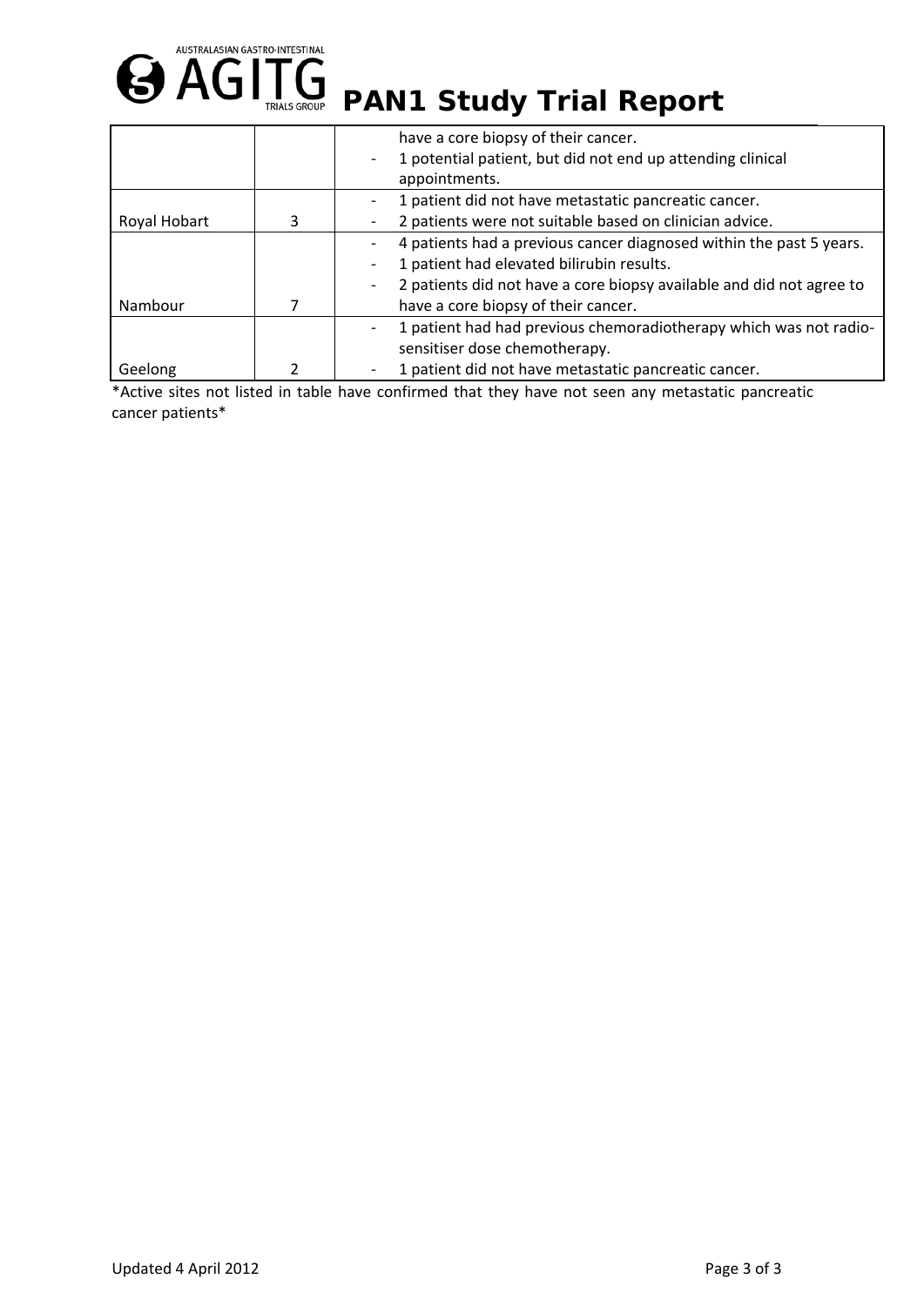| | | |
|---|---|---|
| | | have a core biopsy of their cancer.<br>- 1 potential patient, but did not end up attending clinical appointments. |
| Royal Hobart | 3 | - 1 patient did not have metastatic pancreatic cancer.<br>- 2 patients were not suitable based on clinician advice. |
| Nambour | 7 | - 4 patients had a previous cancer diagnosed within the past 5 years.<br>- 1 patient had elevated bilirubin results.<br>- 2 patients did not have a core biopsy available and did not agree to have a core biopsy of their cancer. |
| Geelong | 2 | - 1 patient had had previous chemoradiotherapy which was not radio-sensitiser dose chemotherapy.<br>- 1 patient did not have metastatic pancreatic cancer. |

*Active sites not listed in table have confirmed that they have not seen any metastatic pancreatic cancer patients*

Updated 4 April 2012